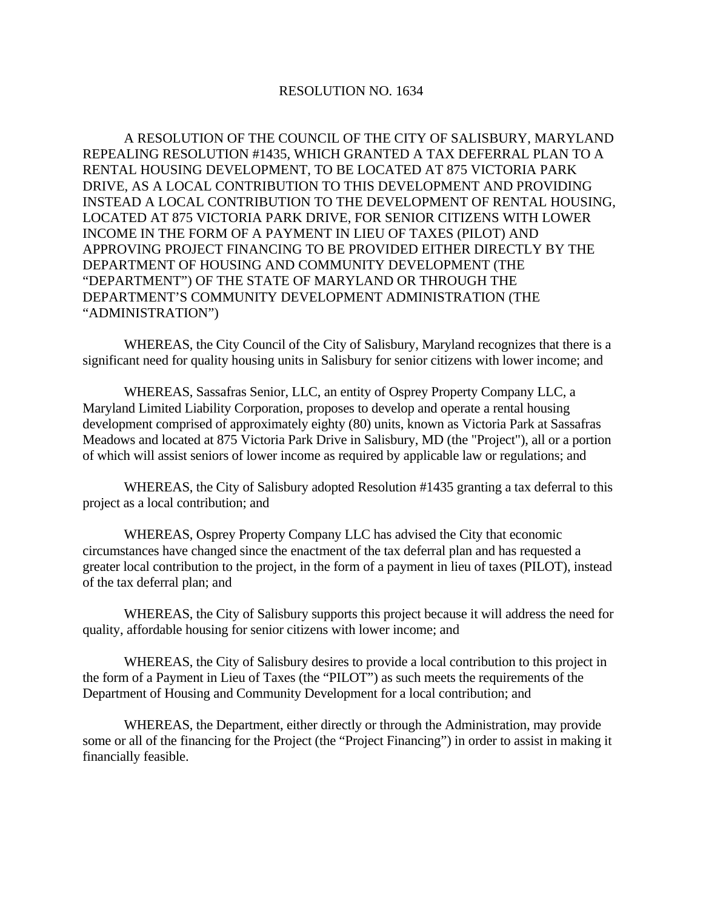# RESOLUTION NO. 1634

A RESOLUTION OF THE COUNCIL OF THE CITY OF SALISBURY, MARYLAND REPEALING RESOLUTION #1435, WHICH GRANTED A TAX DEFERRAL PLAN TO A RENTAL HOUSING DEVELOPMENT, TO BE LOCATED AT 875 VICTORIA PARK DRIVE, AS A LOCAL CONTRIBUTION TO THIS DEVELOPMENT AND PROVIDING INSTEAD A LOCAL CONTRIBUTION TO THE DEVELOPMENT OF RENTAL HOUSING, LOCATED AT 875 VICTORIA PARK DRIVE, FOR SENIOR CITIZENS WITH LOWER INCOME IN THE FORM OF A PAYMENT IN LIEU OF TAXES (PILOT) AND APPROVING PROJECT FINANCING TO BE PROVIDED EITHER DIRECTLY BY THE DEPARTMENT OF HOUSING AND COMMUNITY DEVELOPMENT (THE "DEPARTMENT") OF THE STATE OF MARYLAND OR THROUGH THE DEPARTMENT'S COMMUNITY DEVELOPMENT ADMINISTRATION (THE "ADMINISTRATION")

WHEREAS, the City Council of the City of Salisbury, Maryland recognizes that there is a significant need for quality housing units in Salisbury for senior citizens with lower income; and

WHEREAS, Sassafras Senior, LLC, an entity of Osprey Property Company LLC, a Maryland Limited Liability Corporation, proposes to develop and operate a rental housing development comprised of approximately eighty (80) units, known as Victoria Park at Sassafras Meadows and located at 875 Victoria Park Drive in Salisbury, MD (the "Project"), all or a portion of which will assist seniors of lower income as required by applicable law or regulations; and

WHEREAS, the City of Salisbury adopted Resolution #1435 granting a tax deferral to this project as a local contribution; and

WHEREAS, Osprey Property Company LLC has advised the City that economic circumstances have changed since the enactment of the tax deferral plan and has requested a greater local contribution to the project, in the form of a payment in lieu of taxes (PILOT), instead of the tax deferral plan; and

WHEREAS, the City of Salisbury supports this project because it will address the need for quality, affordable housing for senior citizens with lower income; and

WHEREAS, the City of Salisbury desires to provide a local contribution to this project in the form of a Payment in Lieu of Taxes (the "PILOT") as such meets the requirements of the Department of Housing and Community Development for a local contribution; and

WHEREAS, the Department, either directly or through the Administration, may provide some or all of the financing for the Project (the "Project Financing") in order to assist in making it financially feasible.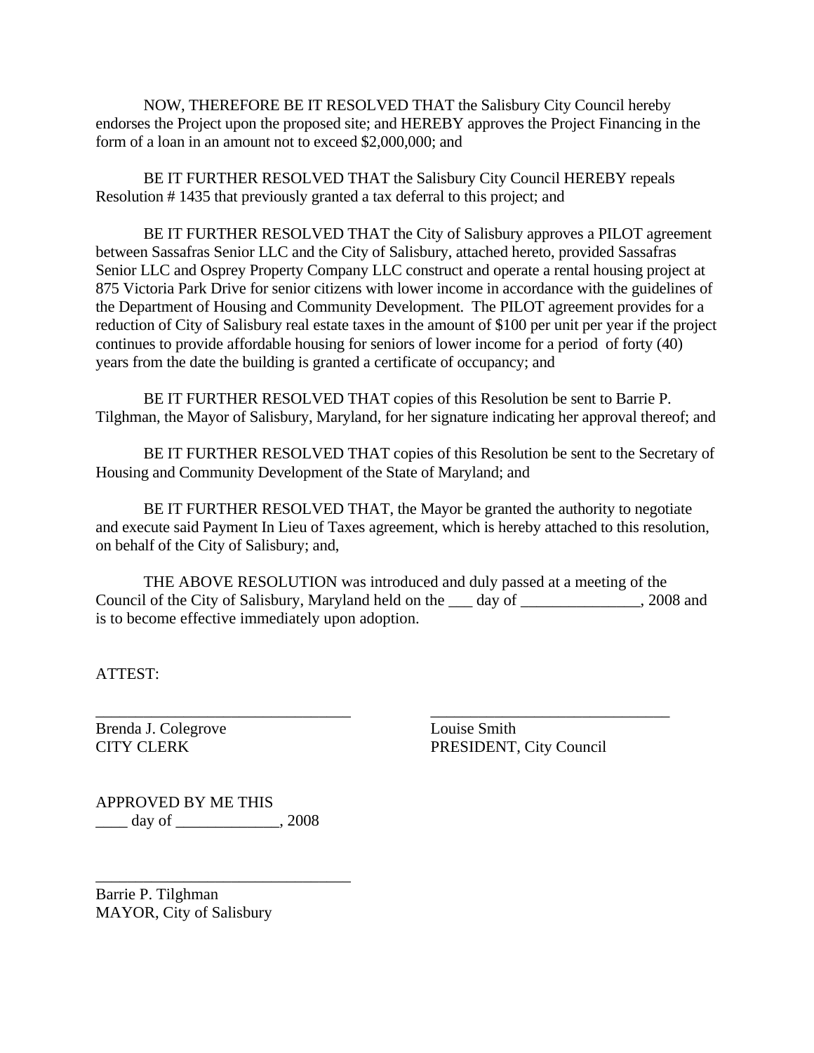NOW, THEREFORE BE IT RESOLVED THAT the Salisbury City Council hereby endorses the Project upon the proposed site; and HEREBY approves the Project Financing in the form of a loan in an amount not to exceed $2,000,000; and

BE IT FURTHER RESOLVED THAT the Salisbury City Council HEREBY repeals Resolution # 1435 that previously granted a tax deferral to this project; and

BE IT FURTHER RESOLVED THAT the City of Salisbury approves a PILOT agreement between Sassafras Senior LLC and the City of Salisbury, attached hereto, provided Sassafras Senior LLC and Osprey Property Company LLC construct and operate a rental housing project at 875 Victoria Park Drive for senior citizens with lower income in accordance with the guidelines of the Department of Housing and Community Development. The PILOT agreement provides for a reduction of City of Salisbury real estate taxes in the amount of $100 per unit per year if the project continues to provide affordable housing for seniors of lower income for a period of forty (40) years from the date the building is granted a certificate of occupancy; and

BE IT FURTHER RESOLVED THAT copies of this Resolution be sent to Barrie P. Tilghman, the Mayor of Salisbury, Maryland, for her signature indicating her approval thereof; and

BE IT FURTHER RESOLVED THAT copies of this Resolution be sent to the Secretary of Housing and Community Development of the State of Maryland; and

BE IT FURTHER RESOLVED THAT, the Mayor be granted the authority to negotiate and execute said Payment In Lieu of Taxes agreement, which is hereby attached to this resolution, on behalf of the City of Salisbury; and,

THE ABOVE RESOLUTION was introduced and duly passed at a meeting of the Council of the City of Salisbury, Maryland held on the ___ day of _______________, 2008 and is to become effective immediately upon adoption.

ATTEST:

________________________________

Brenda J. Colegrove
CITY CLERK

________________________________

Louise Smith
PRESIDENT, City Council

APPROVED BY ME THIS
____ day of _____________, 2008

________________________________

Barrie P. Tilghman
MAYOR, City of Salisbury